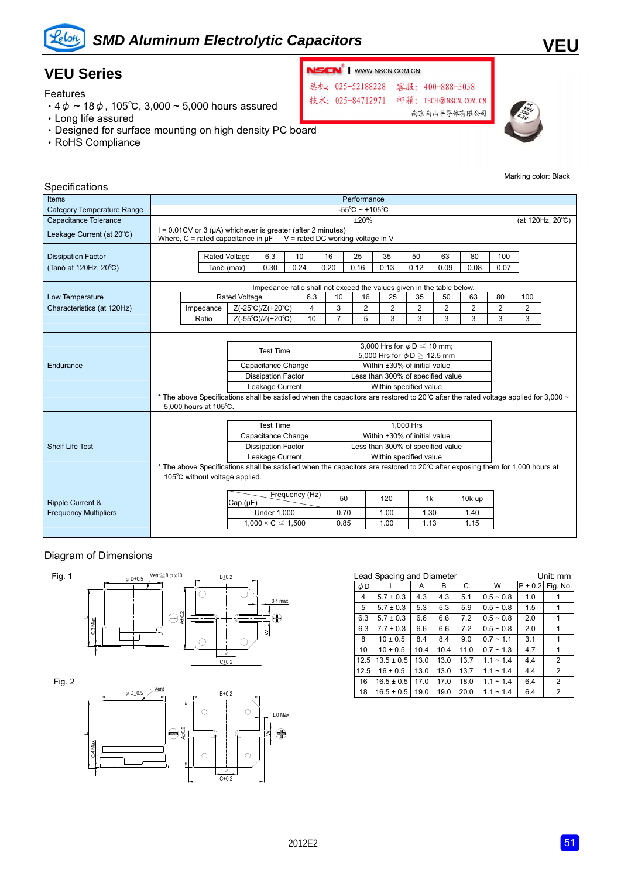# SMD Aluminum Electrolytic Capacitors

VEU

## VEU Series

NSCN | WWW.NSCN.COM.CN
总机：025-52188228　客服：400-888-5058
技术：025-84712971　邮箱：TECH@NSCN.COM.CN
南京南山半导体有限公司

### Features

- 4ϕ ~ 18ϕ, 105℃, 3,000 ~ 5,000 hours assured
- Long life assured
- Designed for surface mounting on high density PC board
- RoHS Compliance

Marking color: Black

### Specifications

| Items | Performance |
|---|---|
| Category Temperature Range | -55℃ ~ +105℃ |
| Capacitance Tolerance | ±20% (at 120Hz, 20℃) |
| Leakage Current (at 20℃) | I = 0.01CV or 3 (μA) whichever is greater (after 2 minutes)<br>Where, C = rated capacitance in μF　V = rated DC working voltage in V |

**Dissipation Factor (Tanδ at 120Hz, 20℃)**

| Rated Voltage | 6.3 | 10 | 16 | 25 | 35 | 50 | 63 | 80 | 100 |
|---|---|---|---|---|---|---|---|---|---|
| Tanδ (max) | 0.30 | 0.24 | 0.20 | 0.16 | 0.13 | 0.12 | 0.09 | 0.08 | 0.07 |

**Low Temperature Characteristics (at 120Hz)**

Impedance ratio shall not exceed the values given in the table below.

| | Rated Voltage | 6.3 | 10 | 16 | 25 | 35 | 50 | 63 | 80 | 100 |
|---|---|---|---|---|---|---|---|---|---|---|
| Impedance Ratio | Z(-25℃)/Z(+20℃) | 4 | 3 | 2 | 2 | 2 | 2 | 2 | 2 | 2 |
| | Z(-55℃)/Z(+20℃) | 10 | 7 | 5 | 3 | 3 | 3 | 3 | 3 | 3 |

**Endurance**

| Test Time | 3,000 Hrs for ϕD ≦ 10 mm;<br>5,000 Hrs for ϕD ≧ 12.5 mm |
|---|---|
| Capacitance Change | Within ±30% of initial value |
| Dissipation Factor | Less than 300% of specified value |
| Leakage Current | Within specified value |

\* The above Specifications shall be satisfied when the capacitors are restored to 20℃ after the rated voltage applied for 3,000 ~ 5,000 hours at 105℃.

**Shelf Life Test**

| Test Time | 1,000 Hrs |
|---|---|
| Capacitance Change | Within ±30% of initial value |
| Dissipation Factor | Less than 300% of specified value |
| Leakage Current | Within specified value |

\* The above Specifications shall be satisfied when the capacitors are restored to 20℃ after exposing them for 1,000 hours at 105℃ without voltage applied.

**Ripple Current & Frequency Multipliers**

| Cap.(μF) \ Frequency (Hz) | 50 | 120 | 1k | 10k up |
|---|---|---|---|---|
| Under 1,000 | 0.70 | 1.00 | 1.30 | 1.40 |
| 1,000 < C ≦ 1,500 | 0.85 | 1.00 | 1.13 | 1.15 |

### Diagram of Dimensions

Fig. 1

Fig. 2

Lead Spacing and Diameter　　Unit: mm

| ϕD | L | A | B | C | W | P ± 0.2 | Fig. No. |
|---|---|---|---|---|---|---|---|
| 4 | 5.7 ± 0.3 | 4.3 | 4.3 | 5.1 | 0.5 ~ 0.8 | 1.0 | 1 |
| 5 | 5.7 ± 0.3 | 5.3 | 5.3 | 5.9 | 0.5 ~ 0.8 | 1.5 | 1 |
| 6.3 | 5.7 ± 0.3 | 6.6 | 6.6 | 7.2 | 0.5 ~ 0.8 | 2.0 | 1 |
| 6.3 | 7.7 ± 0.3 | 6.6 | 6.6 | 7.2 | 0.5 ~ 0.8 | 2.0 | 1 |
| 8 | 10 ± 0.5 | 8.4 | 8.4 | 9.0 | 0.7 ~ 1.1 | 3.1 | 1 |
| 10 | 10 ± 0.5 | 10.4 | 10.4 | 11.0 | 0.7 ~ 1.3 | 4.7 | 1 |
| 12.5 | 13.5 ± 0.5 | 13.0 | 13.0 | 13.7 | 1.1 ~ 1.4 | 4.4 | 2 |
| 12.5 | 16 ± 0.5 | 13.0 | 13.0 | 13.7 | 1.1 ~ 1.4 | 4.4 | 2 |
| 16 | 16.5 ± 0.5 | 17.0 | 17.0 | 18.0 | 1.1 ~ 1.4 | 6.4 | 2 |
| 18 | 16.5 ± 0.5 | 19.0 | 19.0 | 20.0 | 1.1 ~ 1.4 | 6.4 | 2 |

2012E2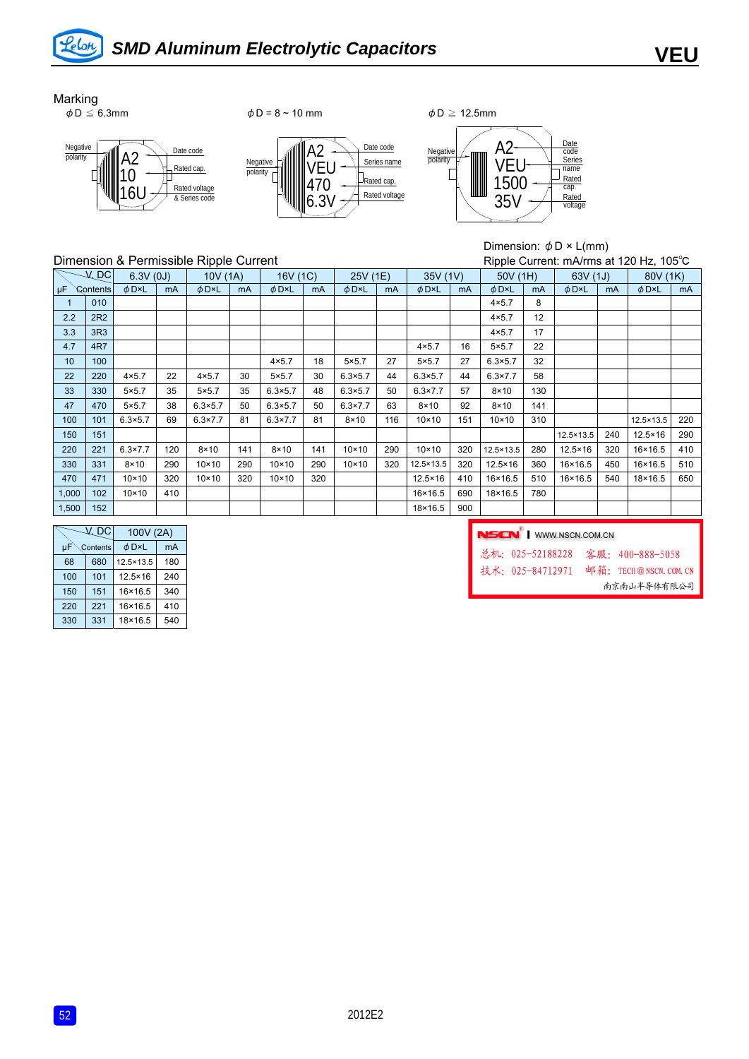# SMD Aluminum Electrolytic Capacitors

**VEU**

## Marking

ϕD ≦ 6.3mm

Negative polarity
A2 — Date code
10 — Rated cap.
16U — Rated voltage & Series code

ϕD = 8 ~ 10 mm

Negative polarity
A2 — Date code
VEU — Series name
470 — Rated cap.
6.3V — Rated voltage

ϕD ≧ 12.5mm

Negative polarity
A2 — Date code
VEU — Series name
1500 — Rated cap.
35V — Rated voltage

## Dimension & Permissible Ripple Current

Dimension: ϕD × L(mm)
Ripple Current: mA/rms at 120 Hz, 105℃

| V. DC | | 6.3V (0J) | | 10V (1A) | | 16V (1C) | | 25V (1E) | | 35V (1V) | | 50V (1H) | | 63V (1J) | | 80V (1K) | |
|---|---|---|---|---|---|---|---|---|---|---|---|---|---|---|---|---|---|
| μF | Contents | ϕD×L | mA | ϕD×L | mA | ϕD×L | mA | ϕD×L | mA | ϕD×L | mA | ϕD×L | mA | ϕD×L | mA | ϕD×L | mA |
| 1 | 010 | | | | | | | | | | | 4×5.7 | 8 | | | | |
| 2.2 | 2R2 | | | | | | | | | | | 4×5.7 | 12 | | | | |
| 3.3 | 3R3 | | | | | | | | | | | 4×5.7 | 17 | | | | |
| 4.7 | 4R7 | | | | | | | | | 4×5.7 | 16 | 5×5.7 | 22 | | | | |
| 10 | 100 | | | | | 4×5.7 | 18 | 5×5.7 | 27 | 5×5.7 | 27 | 6.3×5.7 | 32 | | | | |
| 22 | 220 | 4×5.7 | 22 | 4×5.7 | 30 | 5×5.7 | 30 | 6.3×5.7 | 44 | 6.3×5.7 | 44 | 6.3×7.7 | 58 | | | | |
| 33 | 330 | 5×5.7 | 35 | 5×5.7 | 35 | 6.3×5.7 | 48 | 6.3×5.7 | 50 | 6.3×7.7 | 57 | 8×10 | 130 | | | | |
| 47 | 470 | 5×5.7 | 38 | 6.3×5.7 | 50 | 6.3×5.7 | 50 | 6.3×7.7 | 63 | 8×10 | 92 | 8×10 | 141 | | | | |
| 100 | 101 | 6.3×5.7 | 69 | 6.3×7.7 | 81 | 6.3×7.7 | 81 | 8×10 | 116 | 10×10 | 151 | 10×10 | 310 | | | 12.5×13.5 | 220 |
| 150 | 151 | | | | | | | | | | | | | 12.5×13.5 | 240 | 12.5×16 | 290 |
| 220 | 221 | 6.3×7.7 | 120 | 8×10 | 141 | 8×10 | 141 | 10×10 | 290 | 10×10 | 320 | 12.5×13.5 | 280 | 12.5×16 | 320 | 16×16.5 | 410 |
| 330 | 331 | 8×10 | 290 | 10×10 | 290 | 10×10 | 290 | 10×10 | 320 | 12.5×13.5 | 320 | 12.5×16 | 360 | 16×16.5 | 450 | 16×16.5 | 510 |
| 470 | 471 | 10×10 | 320 | 10×10 | 320 | 10×10 | 320 | | | 12.5×16 | 410 | 16×16.5 | 510 | 16×16.5 | 540 | 18×16.5 | 650 |
| 1,000 | 102 | 10×10 | 410 | | | | | | | 16×16.5 | 690 | 18×16.5 | 780 | | | | |
| 1,500 | 152 | | | | | | | | | 18×16.5 | 900 | | | | | | |

| V. DC | | 100V (2A) | |
|---|---|---|---|
| μF | Contents | ϕD×L | mA |
| 68 | 680 | 12.5×13.5 | 180 |
| 100 | 101 | 12.5×16 | 240 |
| 150 | 151 | 16×16.5 | 340 |
| 220 | 221 | 16×16.5 | 410 |
| 330 | 331 | 18×16.5 | 540 |

NSCN | WWW.NSCN.COM.CN
总机: 025-52188228　客服: 400-888-5058
技术: 025-84712971　邮箱: TECH@NSCN.COM.CN
南京南山半导体有限公司

2012E2